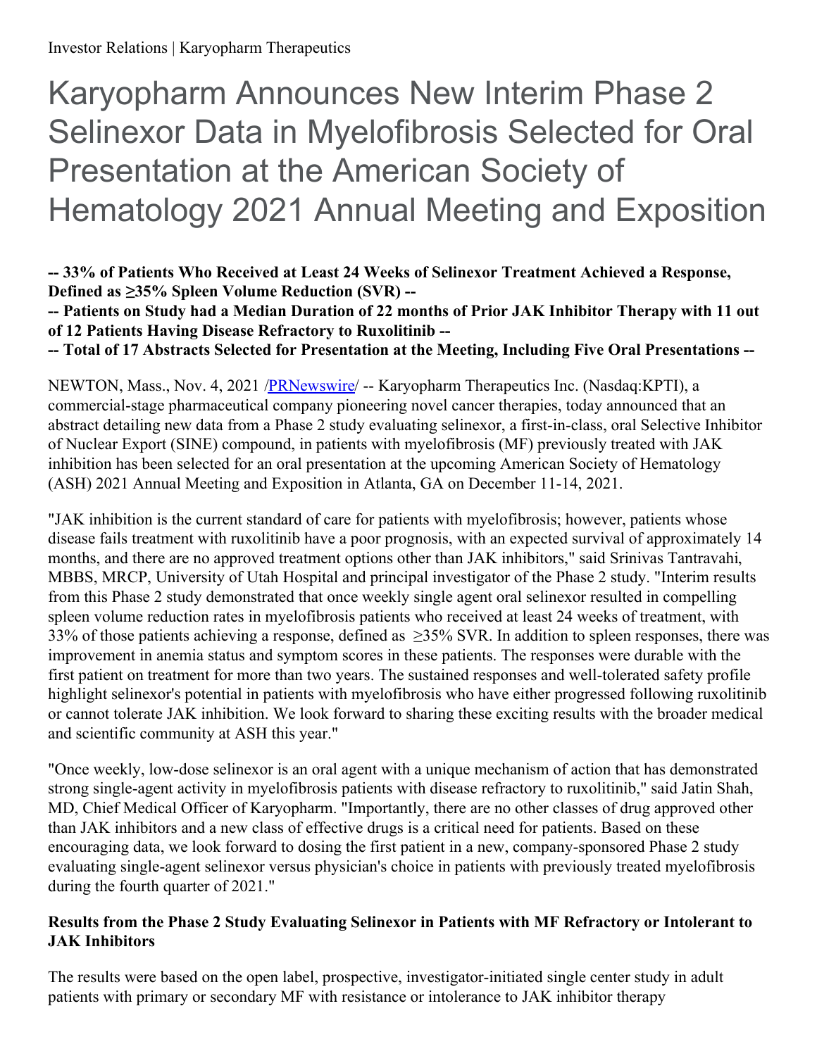Investor Relations | Karyopharm Therapeutics

# Karyopharm Announces New Interim Phase 2 Selinexor Data in Myelofibrosis Selected for Oral Presentation at the American Society of Hematology 2021 Annual Meeting and Exposition

**-- 33% of Patients Who Received at Least 24 Weeks of Selinexor Treatment Achieved a Response, Defined as ≥35% Spleen Volume Reduction (SVR) --**

**-- Patients on Study had a Median Duration of 22 months of Prior JAK Inhibitor Therapy with 11 out of 12 Patients Having Disease Refractory to Ruxolitinib --**

**-- Total of 17 Abstracts Selected for Presentation at the Meeting, Including Five Oral Presentations --**

NEWTON, Mass., Nov. 4, 2021 /PRNewswire/ -- Karyopharm Therapeutics Inc. (Nasdaq:KPTI), a commercial-stage pharmaceutical company pioneering novel cancer therapies, today announced that an abstract detailing new data from a Phase 2 study evaluating selinexor, a first-in-class, oral Selective Inhibitor of Nuclear Export (SINE) compound, in patients with myelofibrosis (MF) previously treated with JAK inhibition has been selected for an oral presentation at the upcoming American Society of Hematology (ASH) 2021 Annual Meeting and Exposition in Atlanta, GA on December 11-14, 2021.

"JAK inhibition is the current standard of care for patients with myelofibrosis; however, patients whose disease fails treatment with ruxolitinib have a poor prognosis, with an expected survival of approximately 14 months, and there are no approved treatment options other than JAK inhibitors," said Srinivas Tantravahi, MBBS, MRCP, University of Utah Hospital and principal investigator of the Phase 2 study. "Interim results from this Phase 2 study demonstrated that once weekly single agent oral selinexor resulted in compelling spleen volume reduction rates in myelofibrosis patients who received at least 24 weeks of treatment, with 33% of those patients achieving a response, defined as ≥35% SVR. In addition to spleen responses, there was improvement in anemia status and symptom scores in these patients. The responses were durable with the first patient on treatment for more than two years. The sustained responses and well-tolerated safety profile highlight selinexor's potential in patients with myelofibrosis who have either progressed following ruxolitinib or cannot tolerate JAK inhibition. We look forward to sharing these exciting results with the broader medical and scientific community at ASH this year."

"Once weekly, low-dose selinexor is an oral agent with a unique mechanism of action that has demonstrated strong single-agent activity in myelofibrosis patients with disease refractory to ruxolitinib," said Jatin Shah, MD, Chief Medical Officer of Karyopharm. "Importantly, there are no other classes of drug approved other than JAK inhibitors and a new class of effective drugs is a critical need for patients. Based on these encouraging data, we look forward to dosing the first patient in a new, company-sponsored Phase 2 study evaluating single-agent selinexor versus physician's choice in patients with previously treated myelofibrosis during the fourth quarter of 2021."

### Results from the Phase 2 Study Evaluating Selinexor in Patients with MF Refractory or Intolerant to JAK Inhibitors

The results were based on the open label, prospective, investigator-initiated single center study in adult patients with primary or secondary MF with resistance or intolerance to JAK inhibitor therapy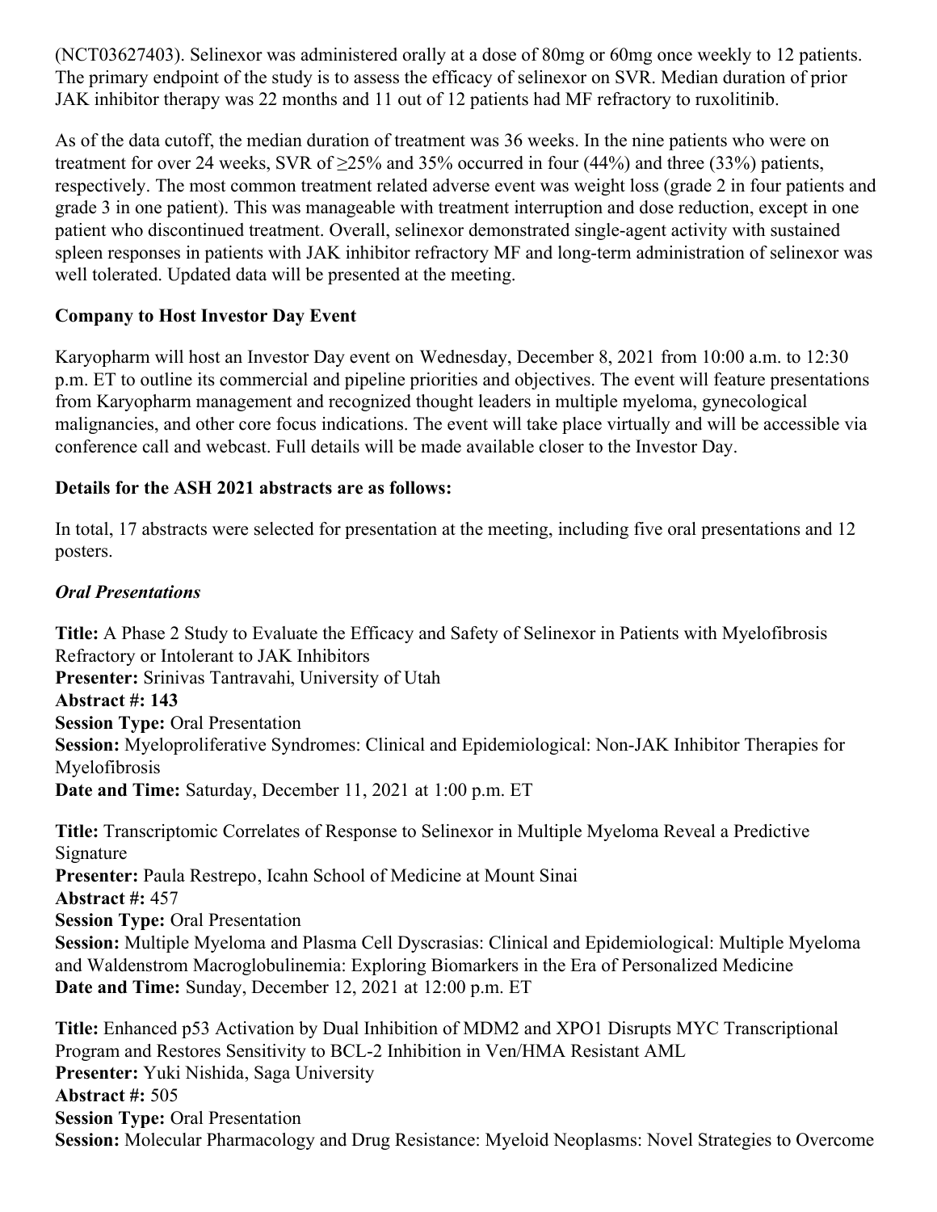(NCT03627403). Selinexor was administered orally at a dose of 80mg or 60mg once weekly to 12 patients. The primary endpoint of the study is to assess the efficacy of selinexor on SVR. Median duration of prior JAK inhibitor therapy was 22 months and 11 out of 12 patients had MF refractory to ruxolitinib.

As of the data cutoff, the median duration of treatment was 36 weeks. In the nine patients who were on treatment for over 24 weeks, SVR of ≥25% and 35% occurred in four (44%) and three (33%) patients, respectively. The most common treatment related adverse event was weight loss (grade 2 in four patients and grade 3 in one patient). This was manageable with treatment interruption and dose reduction, except in one patient who discontinued treatment. Overall, selinexor demonstrated single-agent activity with sustained spleen responses in patients with JAK inhibitor refractory MF and long-term administration of selinexor was well tolerated. Updated data will be presented at the meeting.

**Company to Host Investor Day Event**

Karyopharm will host an Investor Day event on Wednesday, December 8, 2021 from 10:00 a.m. to 12:30 p.m. ET to outline its commercial and pipeline priorities and objectives. The event will feature presentations from Karyopharm management and recognized thought leaders in multiple myeloma, gynecological malignancies, and other core focus indications. The event will take place virtually and will be accessible via conference call and webcast. Full details will be made available closer to the Investor Day.

**Details for the ASH 2021 abstracts are as follows:**

In total, 17 abstracts were selected for presentation at the meeting, including five oral presentations and 12 posters.

***Oral Presentations***

**Title:** A Phase 2 Study to Evaluate the Efficacy and Safety of Selinexor in Patients with Myelofibrosis Refractory or Intolerant to JAK Inhibitors
**Presenter:** Srinivas Tantravahi, University of Utah
**Abstract #: 143**
**Session Type:** Oral Presentation
**Session:** Myeloproliferative Syndromes: Clinical and Epidemiological: Non-JAK Inhibitor Therapies for Myelofibrosis
**Date and Time:** Saturday, December 11, 2021 at 1:00 p.m. ET

**Title:** Transcriptomic Correlates of Response to Selinexor in Multiple Myeloma Reveal a Predictive Signature
**Presenter:** Paula Restrepo, Icahn School of Medicine at Mount Sinai
**Abstract #:** 457
**Session Type:** Oral Presentation
**Session:** Multiple Myeloma and Plasma Cell Dyscrasias: Clinical and Epidemiological: Multiple Myeloma and Waldenstrom Macroglobulinemia: Exploring Biomarkers in the Era of Personalized Medicine
**Date and Time:** Sunday, December 12, 2021 at 12:00 p.m. ET

**Title:** Enhanced p53 Activation by Dual Inhibition of MDM2 and XPO1 Disrupts MYC Transcriptional Program and Restores Sensitivity to BCL-2 Inhibition in Ven/HMA Resistant AML
**Presenter:** Yuki Nishida, Saga University
**Abstract #:** 505
**Session Type:** Oral Presentation
**Session:** Molecular Pharmacology and Drug Resistance: Myeloid Neoplasms: Novel Strategies to Overcome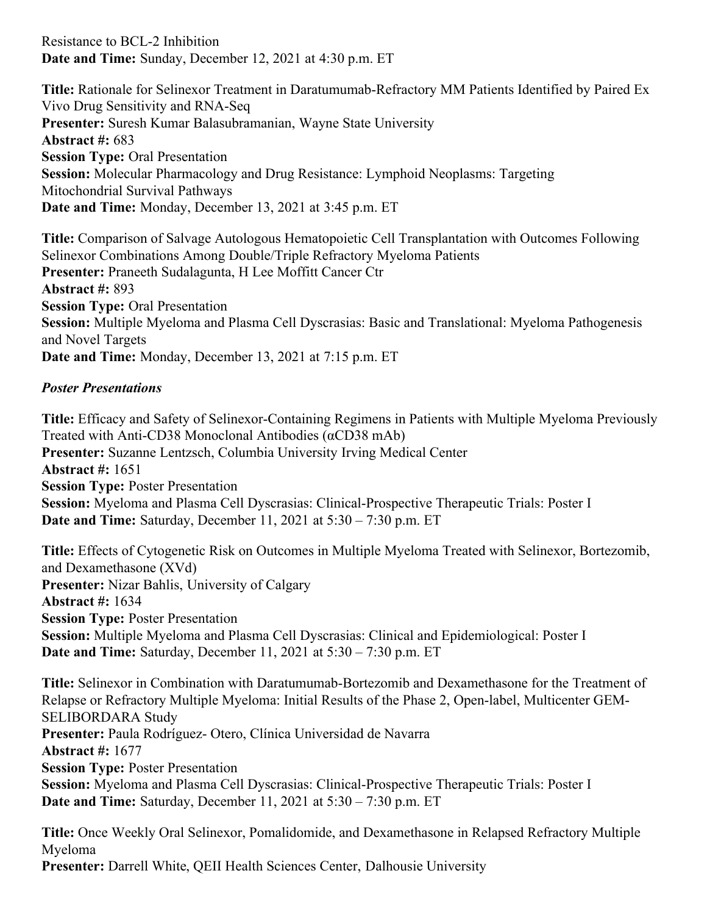Resistance to BCL-2 Inhibition
**Date and Time:** Sunday, December 12, 2021 at 4:30 p.m. ET

**Title:** Rationale for Selinexor Treatment in Daratumumab-Refractory MM Patients Identified by Paired Ex Vivo Drug Sensitivity and RNA-Seq
**Presenter:** Suresh Kumar Balasubramanian, Wayne State University
**Abstract #:** 683
**Session Type:** Oral Presentation
**Session:** Molecular Pharmacology and Drug Resistance: Lymphoid Neoplasms: Targeting Mitochondrial Survival Pathways
**Date and Time:** Monday, December 13, 2021 at 3:45 p.m. ET

**Title:** Comparison of Salvage Autologous Hematopoietic Cell Transplantation with Outcomes Following Selinexor Combinations Among Double/Triple Refractory Myeloma Patients
**Presenter:** Praneeth Sudalagunta, H Lee Moffitt Cancer Ctr
**Abstract #:** 893
**Session Type:** Oral Presentation
**Session:** Multiple Myeloma and Plasma Cell Dyscrasias: Basic and Translational: Myeloma Pathogenesis and Novel Targets
**Date and Time:** Monday, December 13, 2021 at 7:15 p.m. ET

***Poster Presentations***

**Title:** Efficacy and Safety of Selinexor-Containing Regimens in Patients with Multiple Myeloma Previously Treated with Anti-CD38 Monoclonal Antibodies (αCD38 mAb)
**Presenter:** Suzanne Lentzsch, Columbia University Irving Medical Center
**Abstract #:** 1651
**Session Type:** Poster Presentation
**Session:** Myeloma and Plasma Cell Dyscrasias: Clinical-Prospective Therapeutic Trials: Poster I
**Date and Time:** Saturday, December 11, 2021 at 5:30 – 7:30 p.m. ET

**Title:** Effects of Cytogenetic Risk on Outcomes in Multiple Myeloma Treated with Selinexor, Bortezomib, and Dexamethasone (XVd)
**Presenter:** Nizar Bahlis, University of Calgary
**Abstract #:** 1634
**Session Type:** Poster Presentation
**Session:** Multiple Myeloma and Plasma Cell Dyscrasias: Clinical and Epidemiological: Poster I
**Date and Time:** Saturday, December 11, 2021 at 5:30 – 7:30 p.m. ET

**Title:** Selinexor in Combination with Daratumumab-Bortezomib and Dexamethasone for the Treatment of Relapse or Refractory Multiple Myeloma: Initial Results of the Phase 2, Open-label, Multicenter GEM-SELIBORDARA Study
**Presenter:** Paula Rodríguez- Otero, Clínica Universidad de Navarra
**Abstract #:** 1677
**Session Type:** Poster Presentation
**Session:** Myeloma and Plasma Cell Dyscrasias: Clinical-Prospective Therapeutic Trials: Poster I
**Date and Time:** Saturday, December 11, 2021 at 5:30 – 7:30 p.m. ET

**Title:** Once Weekly Oral Selinexor, Pomalidomide, and Dexamethasone in Relapsed Refractory Multiple Myeloma
**Presenter:** Darrell White, QEII Health Sciences Center, Dalhousie University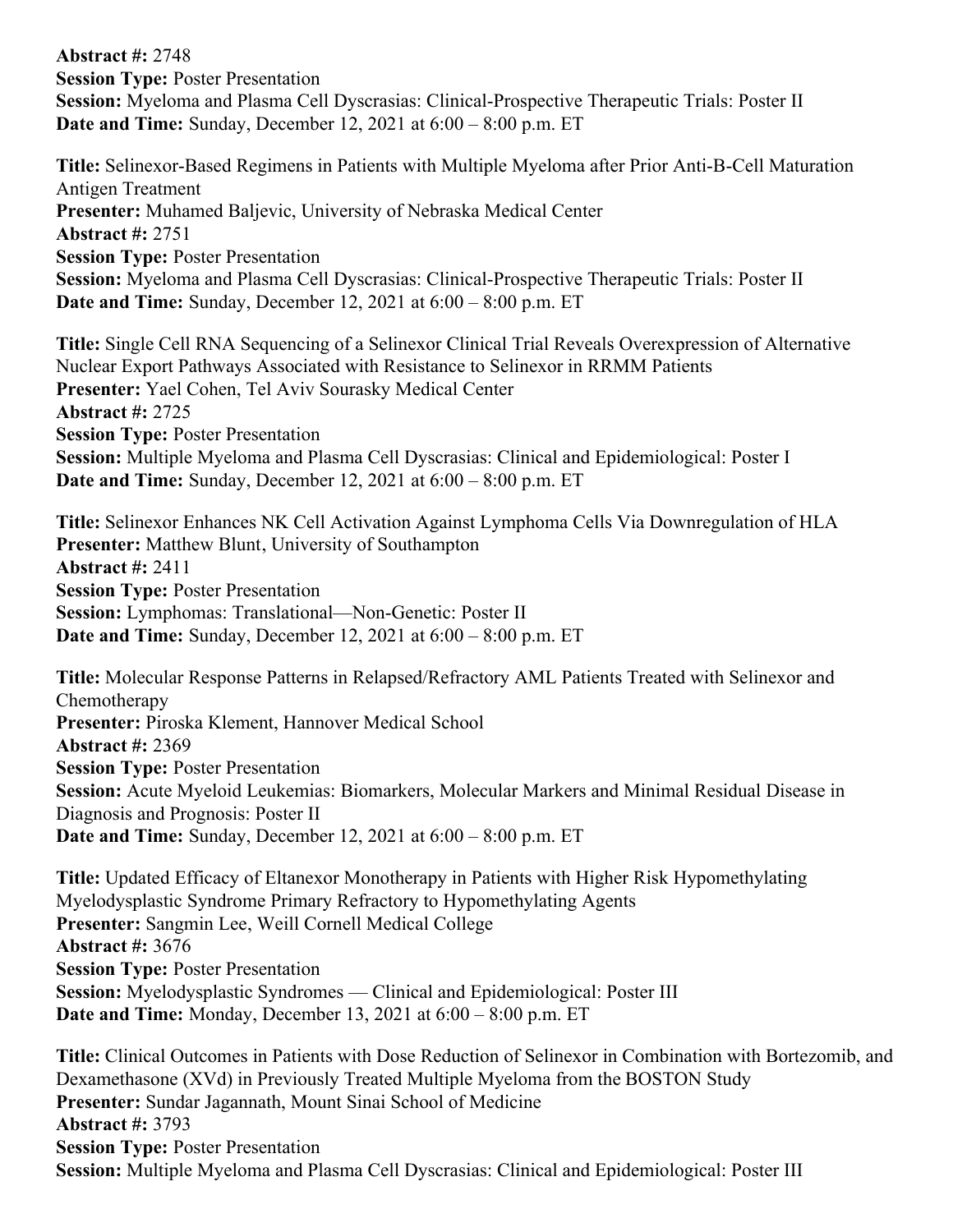**Abstract #:** 2748
**Session Type:** Poster Presentation
**Session:** Myeloma and Plasma Cell Dyscrasias: Clinical-Prospective Therapeutic Trials: Poster II
**Date and Time:** Sunday, December 12, 2021 at 6:00 – 8:00 p.m. ET

**Title:** Selinexor-Based Regimens in Patients with Multiple Myeloma after Prior Anti-B-Cell Maturation Antigen Treatment
**Presenter:** Muhamed Baljevic, University of Nebraska Medical Center
**Abstract #:** 2751
**Session Type:** Poster Presentation
**Session:** Myeloma and Plasma Cell Dyscrasias: Clinical-Prospective Therapeutic Trials: Poster II
**Date and Time:** Sunday, December 12, 2021 at 6:00 – 8:00 p.m. ET

**Title:** Single Cell RNA Sequencing of a Selinexor Clinical Trial Reveals Overexpression of Alternative Nuclear Export Pathways Associated with Resistance to Selinexor in RRMM Patients
**Presenter:** Yael Cohen, Tel Aviv Sourasky Medical Center
**Abstract #:** 2725
**Session Type:** Poster Presentation
**Session:** Multiple Myeloma and Plasma Cell Dyscrasias: Clinical and Epidemiological: Poster I
**Date and Time:** Sunday, December 12, 2021 at 6:00 – 8:00 p.m. ET

**Title:** Selinexor Enhances NK Cell Activation Against Lymphoma Cells Via Downregulation of HLA
**Presenter:** Matthew Blunt, University of Southampton
**Abstract #:** 2411
**Session Type:** Poster Presentation
**Session:** Lymphomas: Translational—Non-Genetic: Poster II
**Date and Time:** Sunday, December 12, 2021 at 6:00 – 8:00 p.m. ET

**Title:** Molecular Response Patterns in Relapsed/Refractory AML Patients Treated with Selinexor and Chemotherapy
**Presenter:** Piroska Klement, Hannover Medical School
**Abstract #:** 2369
**Session Type:** Poster Presentation
**Session:** Acute Myeloid Leukemias: Biomarkers, Molecular Markers and Minimal Residual Disease in Diagnosis and Prognosis: Poster II
**Date and Time:** Sunday, December 12, 2021 at 6:00 – 8:00 p.m. ET

**Title:** Updated Efficacy of Eltanexor Monotherapy in Patients with Higher Risk Hypomethylating Myelodysplastic Syndrome Primary Refractory to Hypomethylating Agents
**Presenter:** Sangmin Lee, Weill Cornell Medical College
**Abstract #:** 3676
**Session Type:** Poster Presentation
**Session:** Myelodysplastic Syndromes — Clinical and Epidemiological: Poster III
**Date and Time:** Monday, December 13, 2021 at 6:00 – 8:00 p.m. ET

**Title:** Clinical Outcomes in Patients with Dose Reduction of Selinexor in Combination with Bortezomib, and Dexamethasone (XVd) in Previously Treated Multiple Myeloma from the BOSTON Study
**Presenter:** Sundar Jagannath, Mount Sinai School of Medicine
**Abstract #:** 3793
**Session Type:** Poster Presentation
**Session:** Multiple Myeloma and Plasma Cell Dyscrasias: Clinical and Epidemiological: Poster III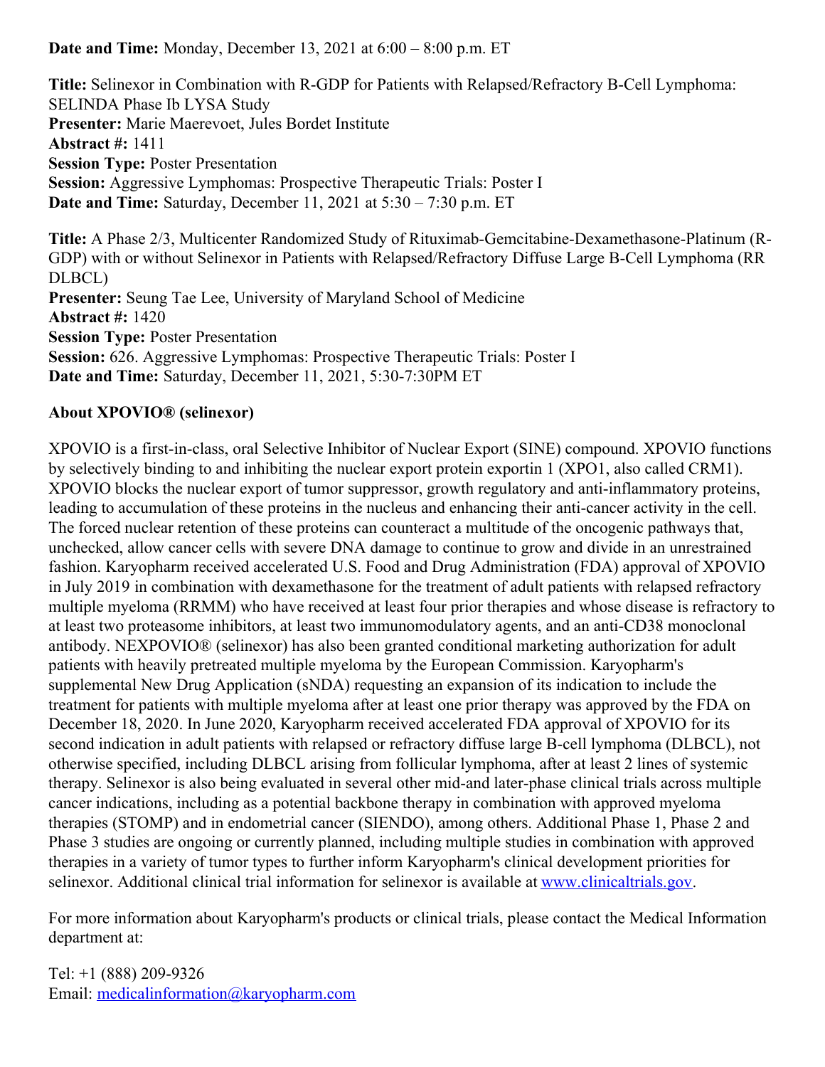**Date and Time:** Monday, December 13, 2021 at 6:00 – 8:00 p.m. ET

**Title:** Selinexor in Combination with R-GDP for Patients with Relapsed/Refractory B-Cell Lymphoma: SELINDA Phase Ib LYSA Study
**Presenter:** Marie Maerevoet, Jules Bordet Institute
**Abstract #:** 1411
**Session Type:** Poster Presentation
**Session:** Aggressive Lymphomas: Prospective Therapeutic Trials: Poster I
**Date and Time:** Saturday, December 11, 2021 at 5:30 – 7:30 p.m. ET

**Title:** A Phase 2/3, Multicenter Randomized Study of Rituximab-Gemcitabine-Dexamethasone-Platinum (R-GDP) with or without Selinexor in Patients with Relapsed/Refractory Diffuse Large B-Cell Lymphoma (RR DLBCL)
**Presenter:** Seung Tae Lee, University of Maryland School of Medicine
**Abstract #:** 1420
**Session Type:** Poster Presentation
**Session:** 626. Aggressive Lymphomas: Prospective Therapeutic Trials: Poster I
**Date and Time:** Saturday, December 11, 2021, 5:30-7:30PM ET

**About XPOVIO® (selinexor)**

XPOVIO is a first-in-class, oral Selective Inhibitor of Nuclear Export (SINE) compound. XPOVIO functions by selectively binding to and inhibiting the nuclear export protein exportin 1 (XPO1, also called CRM1). XPOVIO blocks the nuclear export of tumor suppressor, growth regulatory and anti-inflammatory proteins, leading to accumulation of these proteins in the nucleus and enhancing their anti-cancer activity in the cell. The forced nuclear retention of these proteins can counteract a multitude of the oncogenic pathways that, unchecked, allow cancer cells with severe DNA damage to continue to grow and divide in an unrestrained fashion. Karyopharm received accelerated U.S. Food and Drug Administration (FDA) approval of XPOVIO in July 2019 in combination with dexamethasone for the treatment of adult patients with relapsed refractory multiple myeloma (RRMM) who have received at least four prior therapies and whose disease is refractory to at least two proteasome inhibitors, at least two immunomodulatory agents, and an anti-CD38 monoclonal antibody. NEXPOVIO® (selinexor) has also been granted conditional marketing authorization for adult patients with heavily pretreated multiple myeloma by the European Commission. Karyopharm's supplemental New Drug Application (sNDA) requesting an expansion of its indication to include the treatment for patients with multiple myeloma after at least one prior therapy was approved by the FDA on December 18, 2020. In June 2020, Karyopharm received accelerated FDA approval of XPOVIO for its second indication in adult patients with relapsed or refractory diffuse large B-cell lymphoma (DLBCL), not otherwise specified, including DLBCL arising from follicular lymphoma, after at least 2 lines of systemic therapy. Selinexor is also being evaluated in several other mid-and later-phase clinical trials across multiple cancer indications, including as a potential backbone therapy in combination with approved myeloma therapies (STOMP) and in endometrial cancer (SIENDO), among others. Additional Phase 1, Phase 2 and Phase 3 studies are ongoing or currently planned, including multiple studies in combination with approved therapies in a variety of tumor types to further inform Karyopharm's clinical development priorities for selinexor. Additional clinical trial information for selinexor is available at [www.clinicaltrials.gov](http://www.clinicaltrials.gov).

For more information about Karyopharm's products or clinical trials, please contact the Medical Information department at:

Tel: +1 (888) 209-9326
Email: [medicalinformation@karyopharm.com](mailto:medicalinformation@karyopharm.com)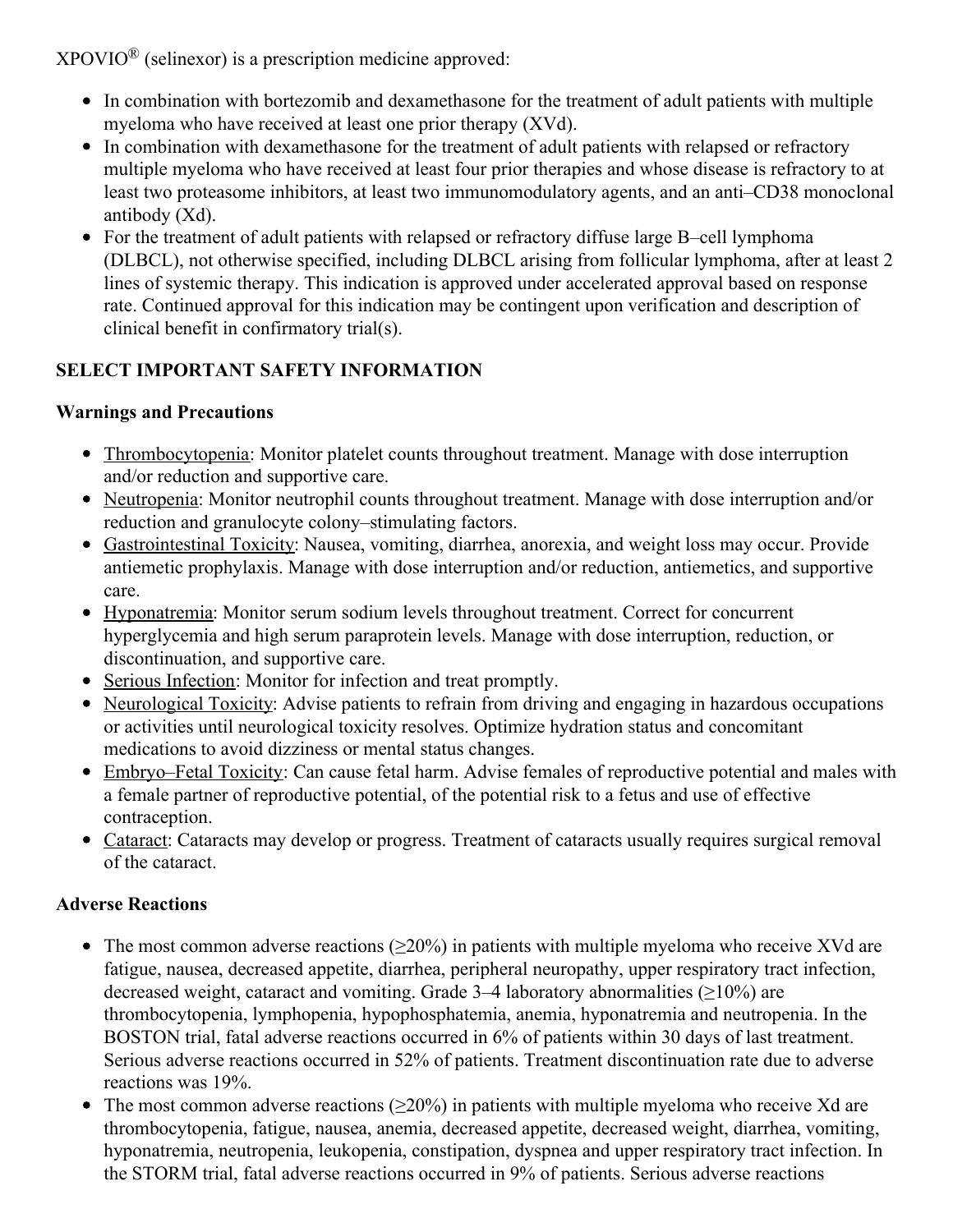XPOVIO® (selinexor) is a prescription medicine approved:

- In combination with bortezomib and dexamethasone for the treatment of adult patients with multiple myeloma who have received at least one prior therapy (XVd).
- In combination with dexamethasone for the treatment of adult patients with relapsed or refractory multiple myeloma who have received at least four prior therapies and whose disease is refractory to at least two proteasome inhibitors, at least two immunomodulatory agents, and an anti–CD38 monoclonal antibody (Xd).
- For the treatment of adult patients with relapsed or refractory diffuse large B–cell lymphoma (DLBCL), not otherwise specified, including DLBCL arising from follicular lymphoma, after at least 2 lines of systemic therapy. This indication is approved under accelerated approval based on response rate. Continued approval for this indication may be contingent upon verification and description of clinical benefit in confirmatory trial(s).

**SELECT IMPORTANT SAFETY INFORMATION**

**Warnings and Precautions**

- Thrombocytopenia: Monitor platelet counts throughout treatment. Manage with dose interruption and/or reduction and supportive care.
- Neutropenia: Monitor neutrophil counts throughout treatment. Manage with dose interruption and/or reduction and granulocyte colony–stimulating factors.
- Gastrointestinal Toxicity: Nausea, vomiting, diarrhea, anorexia, and weight loss may occur. Provide antiemetic prophylaxis. Manage with dose interruption and/or reduction, antiemetics, and supportive care.
- Hyponatremia: Monitor serum sodium levels throughout treatment. Correct for concurrent hyperglycemia and high serum paraprotein levels. Manage with dose interruption, reduction, or discontinuation, and supportive care.
- Serious Infection: Monitor for infection and treat promptly.
- Neurological Toxicity: Advise patients to refrain from driving and engaging in hazardous occupations or activities until neurological toxicity resolves. Optimize hydration status and concomitant medications to avoid dizziness or mental status changes.
- Embryo–Fetal Toxicity: Can cause fetal harm. Advise females of reproductive potential and males with a female partner of reproductive potential, of the potential risk to a fetus and use of effective contraception.
- Cataract: Cataracts may develop or progress. Treatment of cataracts usually requires surgical removal of the cataract.

**Adverse Reactions**

- The most common adverse reactions (≥20%) in patients with multiple myeloma who receive XVd are fatigue, nausea, decreased appetite, diarrhea, peripheral neuropathy, upper respiratory tract infection, decreased weight, cataract and vomiting. Grade 3–4 laboratory abnormalities (≥10%) are thrombocytopenia, lymphopenia, hypophosphatemia, anemia, hyponatremia and neutropenia. In the BOSTON trial, fatal adverse reactions occurred in 6% of patients within 30 days of last treatment. Serious adverse reactions occurred in 52% of patients. Treatment discontinuation rate due to adverse reactions was 19%.
- The most common adverse reactions (≥20%) in patients with multiple myeloma who receive Xd are thrombocytopenia, fatigue, nausea, anemia, decreased appetite, decreased weight, diarrhea, vomiting, hyponatremia, neutropenia, leukopenia, constipation, dyspnea and upper respiratory tract infection. In the STORM trial, fatal adverse reactions occurred in 9% of patients. Serious adverse reactions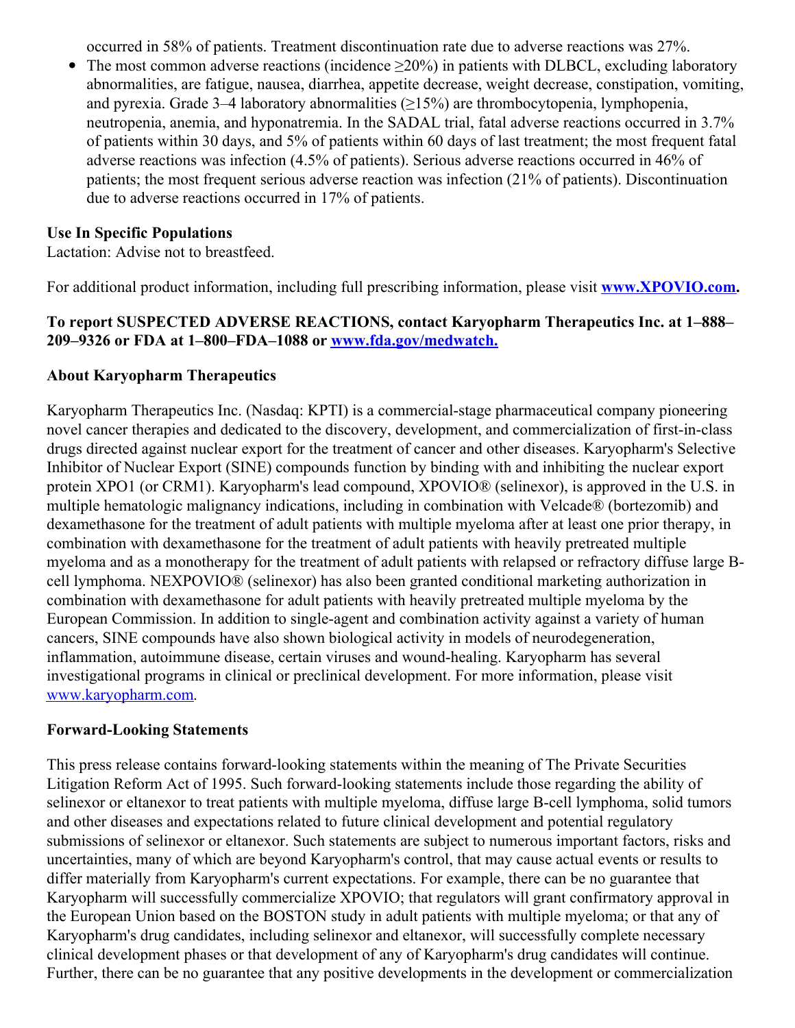occurred in 58% of patients. Treatment discontinuation rate due to adverse reactions was 27%.

- The most common adverse reactions (incidence ≥20%) in patients with DLBCL, excluding laboratory abnormalities, are fatigue, nausea, diarrhea, appetite decrease, weight decrease, constipation, vomiting, and pyrexia. Grade 3–4 laboratory abnormalities (≥15%) are thrombocytopenia, lymphopenia, neutropenia, anemia, and hyponatremia. In the SADAL trial, fatal adverse reactions occurred in 3.7% of patients within 30 days, and 5% of patients within 60 days of last treatment; the most frequent fatal adverse reactions was infection (4.5% of patients). Serious adverse reactions occurred in 46% of patients; the most frequent serious adverse reaction was infection (21% of patients). Discontinuation due to adverse reactions occurred in 17% of patients.

**Use In Specific Populations**

Lactation: Advise not to breastfeed.

For additional product information, including full prescribing information, please visit **[www.XPOVIO.com](http://www.XPOVIO.com).**

**To report SUSPECTED ADVERSE REACTIONS, contact Karyopharm Therapeutics Inc. at 1–888–209–9326 or FDA at 1–800–FDA–1088 or [www.fda.gov/medwatch.](http://www.fda.gov/medwatch)**

**About Karyopharm Therapeutics**

Karyopharm Therapeutics Inc. (Nasdaq: KPTI) is a commercial-stage pharmaceutical company pioneering novel cancer therapies and dedicated to the discovery, development, and commercialization of first-in-class drugs directed against nuclear export for the treatment of cancer and other diseases. Karyopharm's Selective Inhibitor of Nuclear Export (SINE) compounds function by binding with and inhibiting the nuclear export protein XPO1 (or CRM1). Karyopharm's lead compound, XPOVIO® (selinexor), is approved in the U.S. in multiple hematologic malignancy indications, including in combination with Velcade® (bortezomib) and dexamethasone for the treatment of adult patients with multiple myeloma after at least one prior therapy, in combination with dexamethasone for the treatment of adult patients with heavily pretreated multiple myeloma and as a monotherapy for the treatment of adult patients with relapsed or refractory diffuse large B-cell lymphoma. NEXPOVIO® (selinexor) has also been granted conditional marketing authorization in combination with dexamethasone for adult patients with heavily pretreated multiple myeloma by the European Commission. In addition to single-agent and combination activity against a variety of human cancers, SINE compounds have also shown biological activity in models of neurodegeneration, inflammation, autoimmune disease, certain viruses and wound-healing. Karyopharm has several investigational programs in clinical or preclinical development. For more information, please visit [www.karyopharm.com](http://www.karyopharm.com).

**Forward-Looking Statements**

This press release contains forward-looking statements within the meaning of The Private Securities Litigation Reform Act of 1995. Such forward-looking statements include those regarding the ability of selinexor or eltanexor to treat patients with multiple myeloma, diffuse large B-cell lymphoma, solid tumors and other diseases and expectations related to future clinical development and potential regulatory submissions of selinexor or eltanexor. Such statements are subject to numerous important factors, risks and uncertainties, many of which are beyond Karyopharm's control, that may cause actual events or results to differ materially from Karyopharm's current expectations. For example, there can be no guarantee that Karyopharm will successfully commercialize XPOVIO; that regulators will grant confirmatory approval in the European Union based on the BOSTON study in adult patients with multiple myeloma; or that any of Karyopharm's drug candidates, including selinexor and eltanexor, will successfully complete necessary clinical development phases or that development of any of Karyopharm's drug candidates will continue. Further, there can be no guarantee that any positive developments in the development or commercialization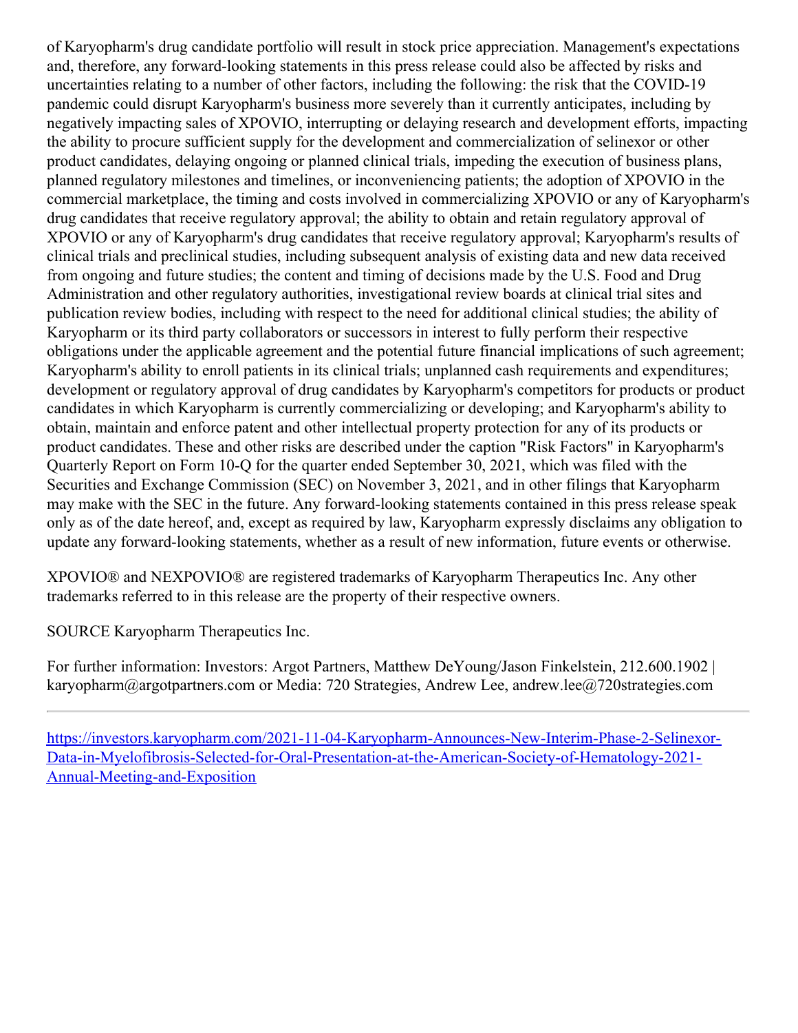of Karyopharm's drug candidate portfolio will result in stock price appreciation. Management's expectations and, therefore, any forward-looking statements in this press release could also be affected by risks and uncertainties relating to a number of other factors, including the following: the risk that the COVID-19 pandemic could disrupt Karyopharm's business more severely than it currently anticipates, including by negatively impacting sales of XPOVIO, interrupting or delaying research and development efforts, impacting the ability to procure sufficient supply for the development and commercialization of selinexor or other product candidates, delaying ongoing or planned clinical trials, impeding the execution of business plans, planned regulatory milestones and timelines, or inconveniencing patients; the adoption of XPOVIO in the commercial marketplace, the timing and costs involved in commercializing XPOVIO or any of Karyopharm's drug candidates that receive regulatory approval; the ability to obtain and retain regulatory approval of XPOVIO or any of Karyopharm's drug candidates that receive regulatory approval; Karyopharm's results of clinical trials and preclinical studies, including subsequent analysis of existing data and new data received from ongoing and future studies; the content and timing of decisions made by the U.S. Food and Drug Administration and other regulatory authorities, investigational review boards at clinical trial sites and publication review bodies, including with respect to the need for additional clinical studies; the ability of Karyopharm or its third party collaborators or successors in interest to fully perform their respective obligations under the applicable agreement and the potential future financial implications of such agreement; Karyopharm's ability to enroll patients in its clinical trials; unplanned cash requirements and expenditures; development or regulatory approval of drug candidates by Karyopharm's competitors for products or product candidates in which Karyopharm is currently commercializing or developing; and Karyopharm's ability to obtain, maintain and enforce patent and other intellectual property protection for any of its products or product candidates. These and other risks are described under the caption "Risk Factors" in Karyopharm's Quarterly Report on Form 10-Q for the quarter ended September 30, 2021, which was filed with the Securities and Exchange Commission (SEC) on November 3, 2021, and in other filings that Karyopharm may make with the SEC in the future. Any forward-looking statements contained in this press release speak only as of the date hereof, and, except as required by law, Karyopharm expressly disclaims any obligation to update any forward-looking statements, whether as a result of new information, future events or otherwise.

XPOVIO® and NEXPOVIO® are registered trademarks of Karyopharm Therapeutics Inc. Any other trademarks referred to in this release are the property of their respective owners.

SOURCE Karyopharm Therapeutics Inc.

For further information: Investors: Argot Partners, Matthew DeYoung/Jason Finkelstein, 212.600.1902 | karyopharm@argotpartners.com or Media: 720 Strategies, Andrew Lee, andrew.lee@720strategies.com

---

https://investors.karyopharm.com/2021-11-04-Karyopharm-Announces-New-Interim-Phase-2-Selinexor-Data-in-Myelofibrosis-Selected-for-Oral-Presentation-at-the-American-Society-of-Hematology-2021-Annual-Meeting-and-Exposition